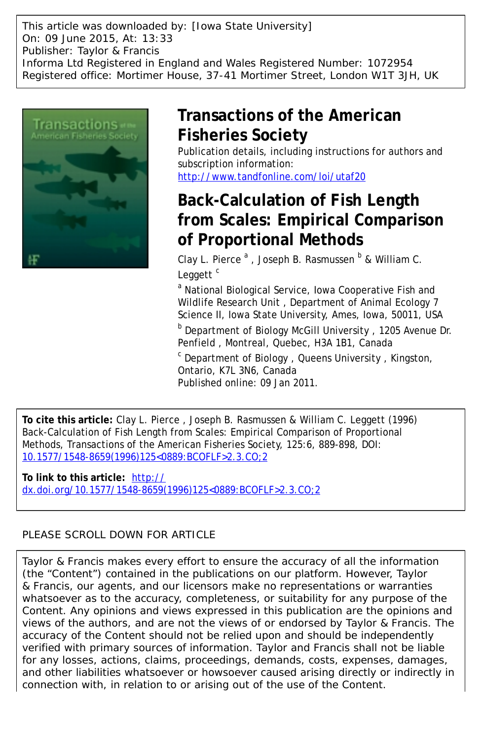This article was downloaded by: [Iowa State University]
On: 09 June 2015, At: 13:33
Publisher: Taylor & Francis
Informa Ltd Registered in England and Wales Registered Number: 1072954
Registered office: Mortimer House, 37-41 Mortimer Street, London W1T 3JH, UK

# Transactions of the American Fisheries Society

Publication details, including instructions for authors and subscription information:
http://www.tandfonline.com/loi/utaf20

# Back-Calculation of Fish Length from Scales: Empirical Comparison of Proportional Methods

Clay L. Pierce [a] , Joseph B. Rasmussen [b] & William C. Leggett [c]

[a] National Biological Service, Iowa Cooperative Fish and Wildlife Research Unit , Department of Animal Ecology 7 Science II, Iowa State University, Ames, Iowa, 50011, USA

[b] Department of Biology McGill University , 1205 Avenue Dr. Penfield , Montreal, Quebec, H3A 1B1, Canada

[c] Department of Biology , Queens University , Kingston, Ontario, K7L 3N6, Canada

Published online: 09 Jan 2011.

**To cite this article:** Clay L. Pierce , Joseph B. Rasmussen & William C. Leggett (1996) Back-Calculation of Fish Length from Scales: Empirical Comparison of Proportional Methods, Transactions of the American Fisheries Society, 125:6, 889-898, DOI: 10.1577/1548-8659(1996)125<0889:BCOFLF>2.3.CO;2

**To link to this article:** http://dx.doi.org/10.1577/1548-8659(1996)125<0889:BCOFLF>2.3.CO;2

PLEASE SCROLL DOWN FOR ARTICLE

Taylor & Francis makes every effort to ensure the accuracy of all the information (the "Content") contained in the publications on our platform. However, Taylor & Francis, our agents, and our licensors make no representations or warranties whatsoever as to the accuracy, completeness, or suitability for any purpose of the Content. Any opinions and views expressed in this publication are the opinions and views of the authors, and are not the views of or endorsed by Taylor & Francis. The accuracy of the Content should not be relied upon and should be independently verified with primary sources of information. Taylor and Francis shall not be liable for any losses, actions, claims, proceedings, demands, costs, expenses, damages, and other liabilities whatsoever or howsoever caused arising directly or indirectly in connection with, in relation to or arising out of the use of the Content.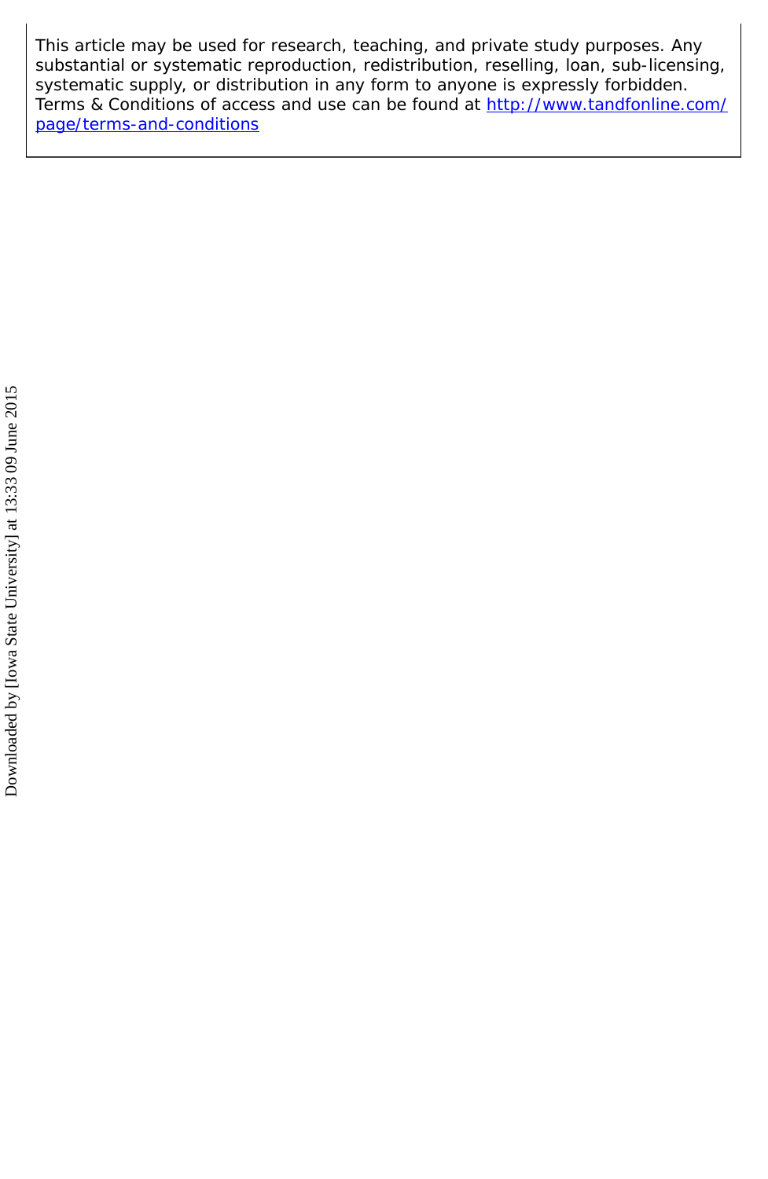This article may be used for research, teaching, and private study purposes. Any substantial or systematic reproduction, redistribution, reselling, loan, sub-licensing, systematic supply, or distribution in any form to anyone is expressly forbidden. Terms & Conditions of access and use can be found at http://www.tandfonline.com/page/terms-and-conditions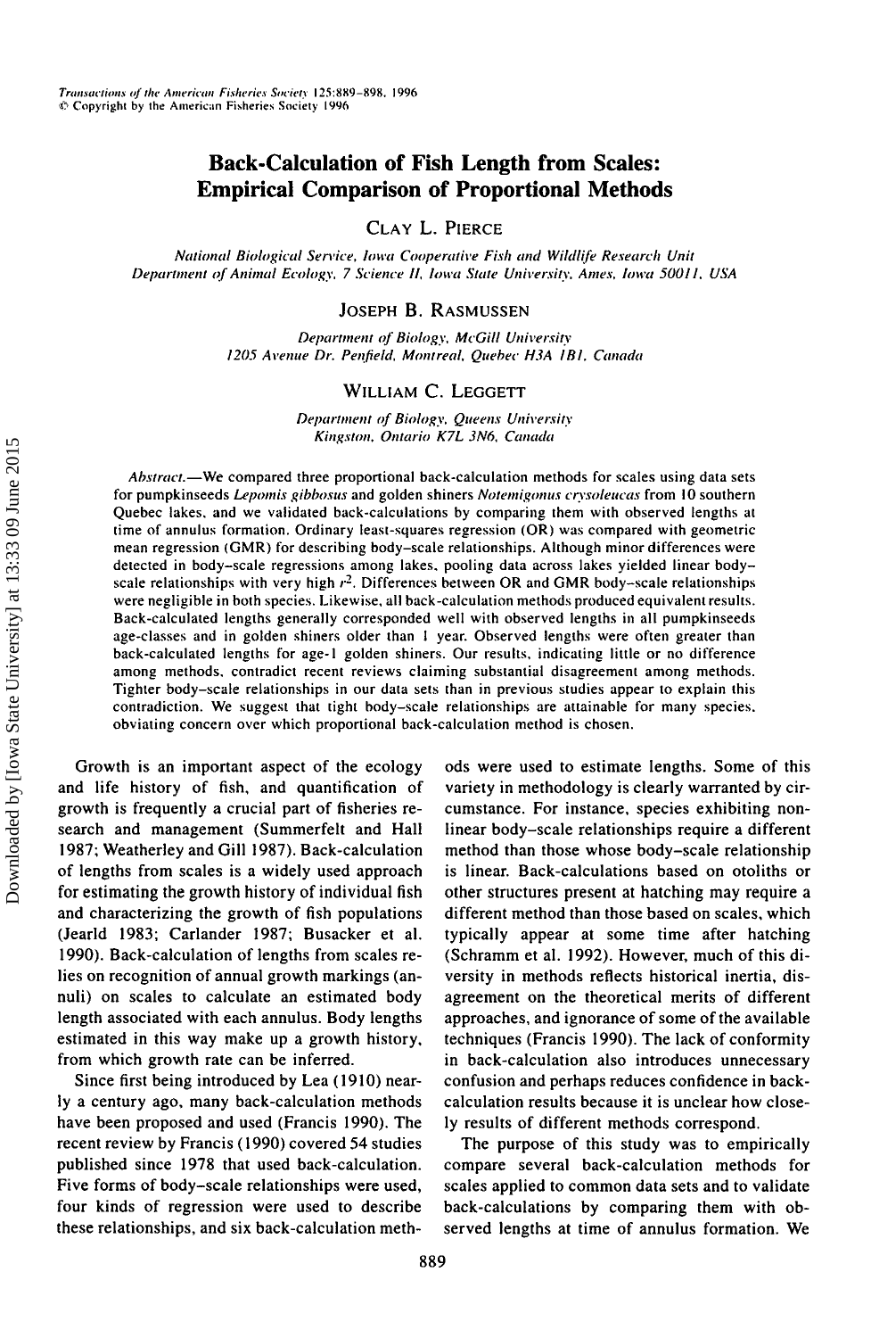# Back-Calculation of Fish Length from Scales: Empirical Comparison of Proportional Methods

CLAY L. PIERCE

*National Biological Service, Iowa Cooperative Fish and Wildlife Research Unit*
*Department of Animal Ecology, 7 Science II, Iowa State University, Ames, Iowa 50011, USA*

JOSEPH B. RASMUSSEN

*Department of Biology, McGill University*
*1205 Avenue Dr. Penfield, Montreal, Quebec H3A 1B1, Canada*

WILLIAM C. LEGGETT

*Department of Biology, Queens University*
*Kingston, Ontario K7L 3N6, Canada*

*Abstract.*—We compared three proportional back-calculation methods for scales using data sets for pumpkinseeds *Lepomis gibbosus* and golden shiners *Notemigonus crysoleucas* from 10 southern Quebec lakes, and we validated back-calculations by comparing them with observed lengths at time of annulus formation. Ordinary least-squares regression (OR) was compared with geometric mean regression (GMR) for describing body–scale relationships. Although minor differences were detected in body–scale regressions among lakes, pooling data across lakes yielded linear body–scale relationships with very high $r^2$. Differences between OR and GMR body–scale relationships were negligible in both species. Likewise, all back-calculation methods produced equivalent results. Back-calculated lengths generally corresponded well with observed lengths in all pumpkinseeds age-classes and in golden shiners older than 1 year. Observed lengths were often greater than back-calculated lengths for age-1 golden shiners. Our results, indicating little or no difference among methods, contradict recent reviews claiming substantial disagreement among methods. Tighter body–scale relationships in our data sets than in previous studies appear to explain this contradiction. We suggest that tight body–scale relationships are attainable for many species, obviating concern over which proportional back-calculation method is chosen.

Growth is an important aspect of the ecology and life history of fish, and quantification of growth is frequently a crucial part of fisheries research and management (Summerfelt and Hall 1987; Weatherley and Gill 1987). Back-calculation of lengths from scales is a widely used approach for estimating the growth history of individual fish and characterizing the growth of fish populations (Jearld 1983; Carlander 1987; Busacker et al. 1990). Back-calculation of lengths from scales relies on recognition of annual growth markings (annuli) on scales to calculate an estimated body length associated with each annulus. Body lengths estimated in this way make up a growth history, from which growth rate can be inferred.

Since first being introduced by Lea (1910) nearly a century ago, many back-calculation methods have been proposed and used (Francis 1990). The recent review by Francis (1990) covered 54 studies published since 1978 that used back-calculation. Five forms of body–scale relationships were used, four kinds of regression were used to describe these relationships, and six back-calculation methods were used to estimate lengths. Some of this variety in methodology is clearly warranted by circumstance. For instance, species exhibiting nonlinear body–scale relationships require a different method than those whose body–scale relationship is linear. Back-calculations based on otoliths or other structures present at hatching may require a different method than those based on scales, which typically appear at some time after hatching (Schramm et al. 1992). However, much of this diversity in methods reflects historical inertia, disagreement on the theoretical merits of different approaches, and ignorance of some of the available techniques (Francis 1990). The lack of conformity in back-calculation also introduces unnecessary confusion and perhaps reduces confidence in back-calculation results because it is unclear how closely results of different methods correspond.

The purpose of this study was to empirically compare several back-calculation methods for scales applied to common data sets and to validate back-calculations by comparing them with observed lengths at time of annulus formation. We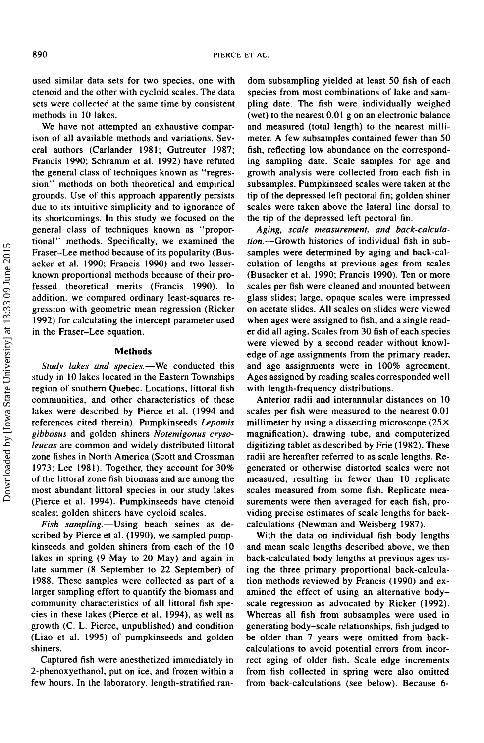used similar data sets for two species, one with ctenoid and the other with cycloid scales. The data sets were collected at the same time by consistent methods in 10 lakes.

We have not attempted an exhaustive comparison of all available methods and variations. Several authors (Carlander 1981; Gutreuter 1987; Francis 1990; Schramm et al. 1992) have refuted the general class of techniques known as "regression" methods on both theoretical and empirical grounds. Use of this approach apparently persists due to its intuitive simplicity and to ignorance of its shortcomings. In this study we focused on the general class of techniques known as "proportional" methods. Specifically, we examined the Fraser–Lee method because of its popularity (Busacker et al. 1990; Francis 1990) and two lesser-known proportional methods because of their professed theoretical merits (Francis 1990). In addition, we compared ordinary least-squares regression with geometric mean regression (Ricker 1992) for calculating the intercept parameter used in the Fraser–Lee equation.

## Methods

*Study lakes and species.*—We conducted this study in 10 lakes located in the Eastern Townships region of southern Quebec. Locations, littoral fish communities, and other characteristics of these lakes were described by Pierce et al. (1994 and references cited therein). Pumpkinseeds *Lepomis gibbosus* and golden shiners *Notemigonus crysoleucas* are common and widely distributed littoral zone fishes in North America (Scott and Crossman 1973; Lee 1981). Together, they account for 30% of the littoral zone fish biomass and are among the most abundant littoral species in our study lakes (Pierce et al. 1994). Pumpkinseeds have ctenoid scales; golden shiners have cycloid scales.

*Fish sampling.*—Using beach seines as described by Pierce et al. (1990), we sampled pumpkinseeds and golden shiners from each of the 10 lakes in spring (9 May to 20 May) and again in late summer (8 September to 22 September) of 1988. These samples were collected as part of a larger sampling effort to quantify the biomass and community characteristics of all littoral fish species in these lakes (Pierce et al. 1994), as well as growth (C. L. Pierce, unpublished) and condition (Liao et al. 1995) of pumpkinseeds and golden shiners.

Captured fish were anesthetized immediately in 2-phenoxyethanol, put on ice, and frozen within a few hours. In the laboratory, length-stratified random subsampling yielded at least 50 fish of each species from most combinations of lake and sampling date. The fish were individually weighed (wet) to the nearest 0.01 g on an electronic balance and measured (total length) to the nearest millimeter. A few subsamples contained fewer than 50 fish, reflecting low abundance on the corresponding sampling date. Scale samples for age and growth analysis were collected from each fish in subsamples. Pumpkinseed scales were taken at the tip of the depressed left pectoral fin; golden shiner scales were taken above the lateral line dorsal to the tip of the depressed left pectoral fin.

*Aging, scale measurement, and back-calculation.*—Growth histories of individual fish in subsamples were determined by aging and back-calculation of lengths at previous ages from scales (Busacker et al. 1990; Francis 1990). Ten or more scales per fish were cleaned and mounted between glass slides; large, opaque scales were impressed on acetate slides. All scales on slides were viewed when ages were assigned to fish, and a single reader did all aging. Scales from 30 fish of each species were viewed by a second reader without knowledge of age assignments from the primary reader, and age assignments were in 100% agreement. Ages assigned by reading scales corresponded well with length-frequency distributions.

Anterior radii and interannular distances on 10 scales per fish were measured to the nearest 0.01 millimeter by using a dissecting microscope (25× magnification), drawing tube, and computerized digitizing tablet as described by Frie (1982). These radii are hereafter referred to as scale lengths. Regenerated or otherwise distorted scales were not measured, resulting in fewer than 10 replicate scales measured from some fish. Replicate measurements were then averaged for each fish, providing precise estimates of scale lengths for back-calculations (Newman and Weisberg 1987).

With the data on individual fish body lengths and mean scale lengths described above, we then back-calculated body lengths at previous ages using the three primary proportional back-calculation methods reviewed by Francis (1990) and examined the effect of using an alternative body–scale regression as advocated by Ricker (1992). Whereas all fish from subsamples were used in generating body–scale relationships, fish judged to be older than 7 years were omitted from back-calculations to avoid potential errors from incorrect aging of older fish. Scale edge increments from fish collected in spring were also omitted from back-calculations (see below). Because 6-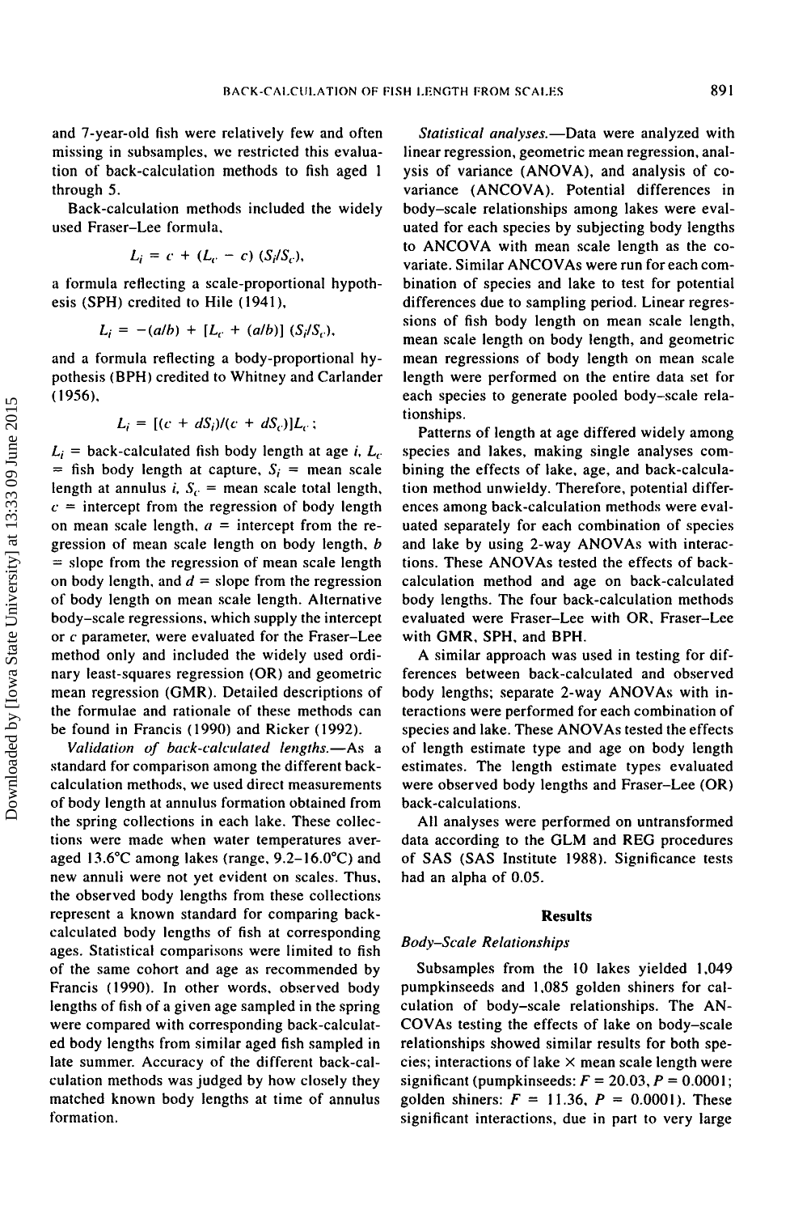and 7-year-old fish were relatively few and often missing in subsamples, we restricted this evaluation of back-calculation methods to fish aged 1 through 5.

Back-calculation methods included the widely used Fraser–Lee formula,

$$L_i = c + (L_c - c)\ (S_i/S_c),$$

a formula reflecting a scale-proportional hypothesis (SPH) credited to Hile (1941),

$$L_i = -(a/b) + [L_c + (a/b)]\ (S_i/S_c),$$

and a formula reflecting a body-proportional hypothesis (BPH) credited to Whitney and Carlander (1956),

$$L_i = [(c + dS_i)/(c + dS_c)]L_c;$$

$L_i$ = back-calculated fish body length at age $i$, $L_c$ = fish body length at capture, $S_i$ = mean scale length at annulus $i$, $S_c$ = mean scale total length, $c$ = intercept from the regression of body length on mean scale length, $a$ = intercept from the regression of mean scale length on body length, $b$ = slope from the regression of mean scale length on body length, and $d$ = slope from the regression of body length on mean scale length. Alternative body–scale regressions, which supply the intercept or $c$ parameter, were evaluated for the Fraser–Lee method only and included the widely used ordinary least-squares regression (OR) and geometric mean regression (GMR). Detailed descriptions of the formulae and rationale of these methods can be found in Francis (1990) and Ricker (1992).

*Validation of back-calculated lengths.*—As a standard for comparison among the different back-calculation methods, we used direct measurements of body length at annulus formation obtained from the spring collections in each lake. These collections were made when water temperatures averaged 13.6°C among lakes (range, 9.2–16.0°C) and new annuli were not yet evident on scales. Thus, the observed body lengths from these collections represent a known standard for comparing back-calculated body lengths of fish at corresponding ages. Statistical comparisons were limited to fish of the same cohort and age as recommended by Francis (1990). In other words, observed body lengths of fish of a given age sampled in the spring were compared with corresponding back-calculated body lengths from similar aged fish sampled in late summer. Accuracy of the different back-calculation methods was judged by how closely they matched known body lengths at time of annulus formation.

*Statistical analyses.*—Data were analyzed with linear regression, geometric mean regression, analysis of variance (ANOVA), and analysis of covariance (ANCOVA). Potential differences in body–scale relationships among lakes were evaluated for each species by subjecting body lengths to ANCOVA with mean scale length as the covariate. Similar ANCOVAs were run for each combination of species and lake to test for potential differences due to sampling period. Linear regressions of fish body length on mean scale length, mean scale length on body length, and geometric mean regressions of body length on mean scale length were performed on the entire data set for each species to generate pooled body–scale relationships.

Patterns of length at age differed widely among species and lakes, making single analyses combining the effects of lake, age, and back-calculation method unwieldy. Therefore, potential differences among back-calculation methods were evaluated separately for each combination of species and lake by using 2-way ANOVAs with interactions. These ANOVAs tested the effects of back-calculation method and age on back-calculated body lengths. The four back-calculation methods evaluated were Fraser–Lee with OR, Fraser–Lee with GMR, SPH, and BPH.

A similar approach was used in testing for differences between back-calculated and observed body lengths; separate 2-way ANOVAs with interactions were performed for each combination of species and lake. These ANOVAs tested the effects of length estimate type and age on body length estimates. The length estimate types evaluated were observed body lengths and Fraser–Lee (OR) back-calculations.

All analyses were performed on untransformed data according to the GLM and REG procedures of SAS (SAS Institute 1988). Significance tests had an alpha of 0.05.

## Results

### Body–Scale Relationships

Subsamples from the 10 lakes yielded 1,049 pumpkinseeds and 1,085 golden shiners for calculation of body–scale relationships. The ANCOVAs testing the effects of lake on body–scale relationships showed similar results for both species; interactions of lake × mean scale length were significant (pumpkinseeds: $F = 20.03$, $P = 0.0001$; golden shiners: $F = 11.36$, $P = 0.0001$). These significant interactions, due in part to very large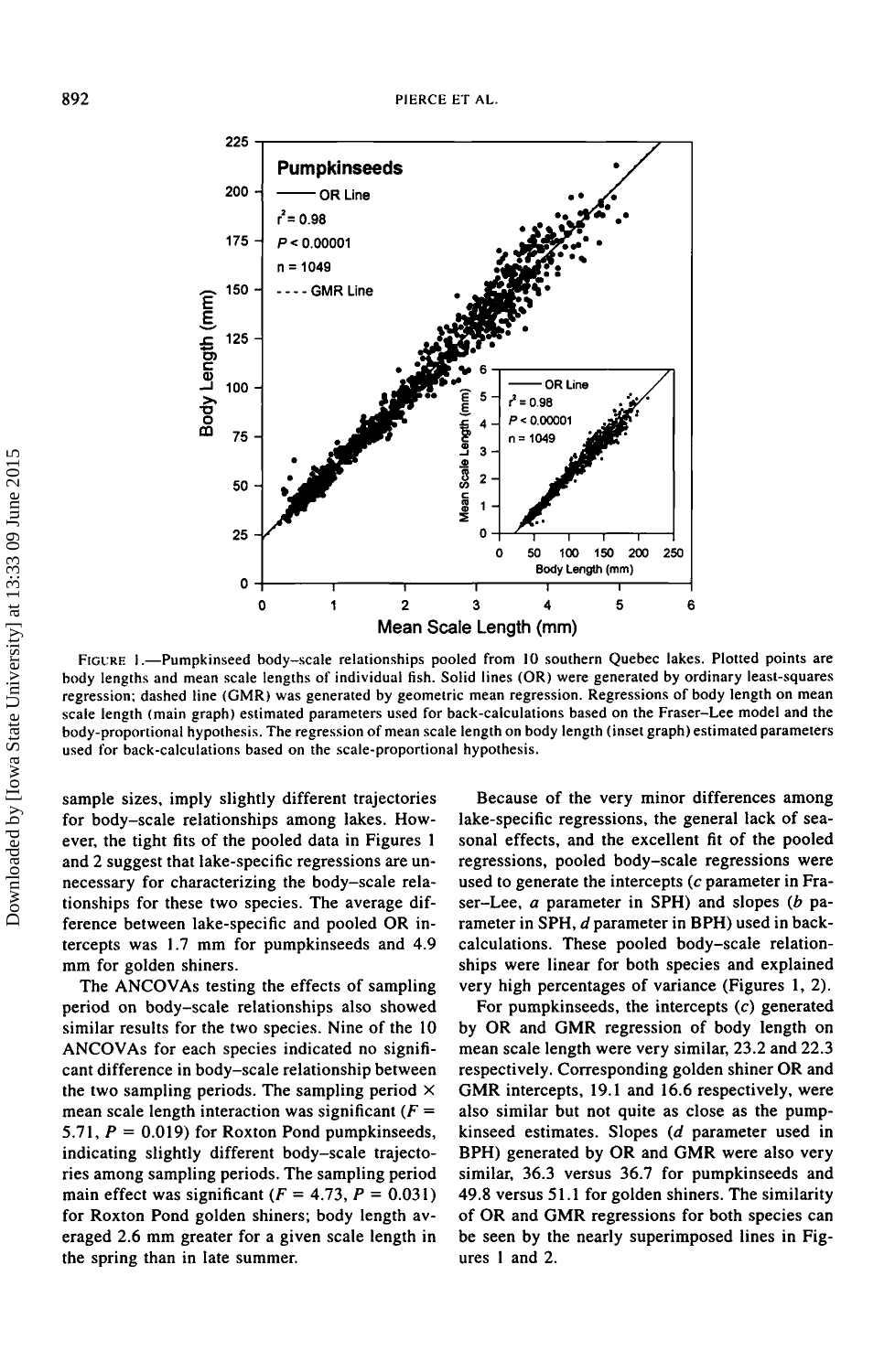FIGURE 1.—Pumpkinseed body–scale relationships pooled from 10 southern Quebec lakes. Plotted points are body lengths and mean scale lengths of individual fish. Solid lines (OR) were generated by ordinary least-squares regression; dashed line (GMR) was generated by geometric mean regression. Regressions of body length on mean scale length (main graph) estimated parameters used for back-calculations based on the Fraser–Lee model and the body-proportional hypothesis. The regression of mean scale length on body length (inset graph) estimated parameters used for back-calculations based on the scale-proportional hypothesis.

sample sizes, imply slightly different trajectories for body–scale relationships among lakes. However, the tight fits of the pooled data in Figures 1 and 2 suggest that lake-specific regressions are unnecessary for characterizing the body–scale relationships for these two species. The average difference between lake-specific and pooled OR intercepts was 1.7 mm for pumpkinseeds and 4.9 mm for golden shiners.

The ANCOVAs testing the effects of sampling period on body–scale relationships also showed similar results for the two species. Nine of the 10 ANCOVAs for each species indicated no significant difference in body–scale relationship between the two sampling periods. The sampling period × mean scale length interaction was significant ($F = 5.71$, $P = 0.019$) for Roxton Pond pumpkinseeds, indicating slightly different body–scale trajectories among sampling periods. The sampling period main effect was significant ($F = 4.73$, $P = 0.031$) for Roxton Pond golden shiners; body length averaged 2.6 mm greater for a given scale length in the spring than in late summer.

Because of the very minor differences among lake-specific regressions, the general lack of seasonal effects, and the excellent fit of the pooled regressions, pooled body–scale regressions were used to generate the intercepts ($c$ parameter in Fraser–Lee, $a$ parameter in SPH) and slopes ($b$ parameter in SPH, $d$ parameter in BPH) used in back-calculations. These pooled body–scale relationships were linear for both species and explained very high percentages of variance (Figures 1, 2).

For pumpkinseeds, the intercepts ($c$) generated by OR and GMR regression of body length on mean scale length were very similar, 23.2 and 22.3 respectively. Corresponding golden shiner OR and GMR intercepts, 19.1 and 16.6 respectively, were also similar but not quite as close as the pumpkinseed estimates. Slopes ($d$ parameter used in BPH) generated by OR and GMR were also very similar, 36.3 versus 36.7 for pumpkinseeds and 49.8 versus 51.1 for golden shiners. The similarity of OR and GMR regressions for both species can be seen by the nearly superimposed lines in Figures 1 and 2.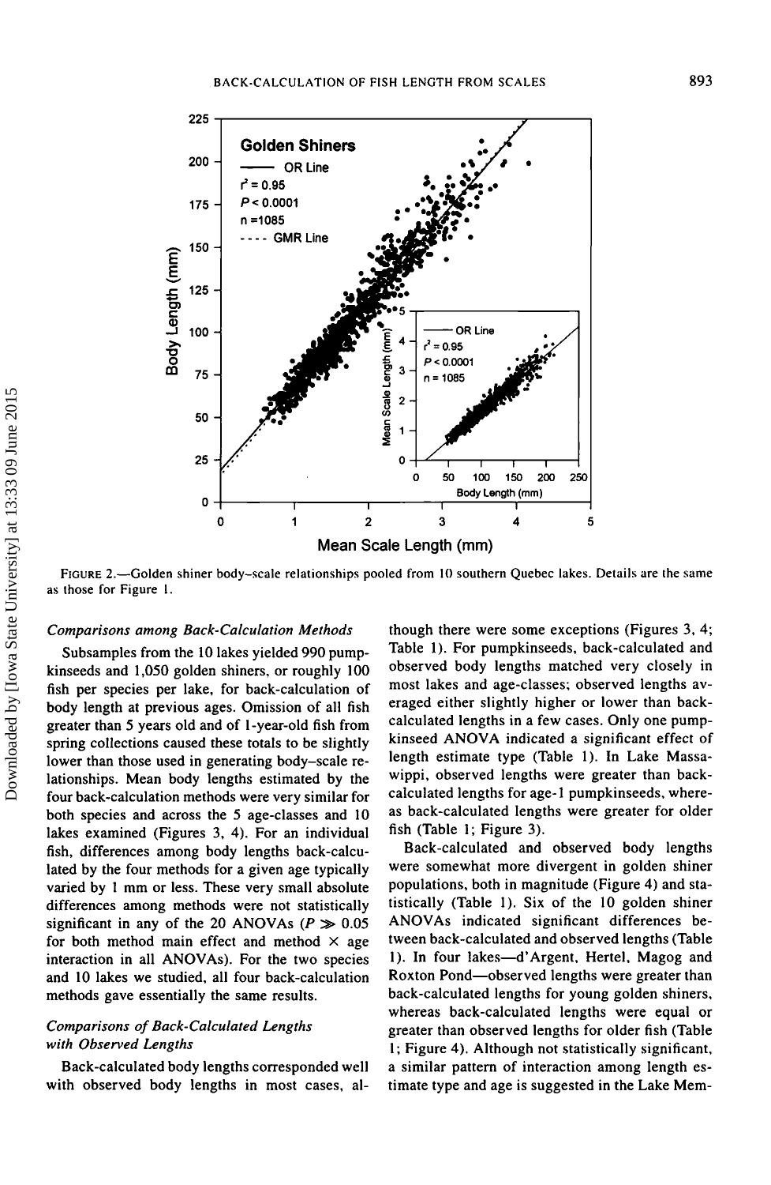FIGURE 2.—Golden shiner body–scale relationships pooled from 10 southern Quebec lakes. Details are the same as those for Figure 1.

*Comparisons among Back-Calculation Methods*

Subsamples from the 10 lakes yielded 990 pumpkinseeds and 1,050 golden shiners, or roughly 100 fish per species per lake, for back-calculation of body length at previous ages. Omission of all fish greater than 5 years old and of 1-year-old fish from spring collections caused these totals to be slightly lower than those used in generating body–scale relationships. Mean body lengths estimated by the four back-calculation methods were very similar for both species and across the 5 age-classes and 10 lakes examined (Figures 3, 4). For an individual fish, differences among body lengths back-calculated by the four methods for a given age typically varied by 1 mm or less. These very small absolute differences among methods were not statistically significant in any of the 20 ANOVAs ($P \gg 0.05$ for both method main effect and method × age interaction in all ANOVAs). For the two species and 10 lakes we studied, all four back-calculation methods gave essentially the same results.

*Comparisons of Back-Calculated Lengths with Observed Lengths*

Back-calculated body lengths corresponded well with observed body lengths in most cases, although there were some exceptions (Figures 3, 4; Table 1). For pumpkinseeds, back-calculated and observed body lengths matched very closely in most lakes and age-classes; observed lengths averaged either slightly higher or lower than back-calculated lengths in a few cases. Only one pumpkinseed ANOVA indicated a significant effect of length estimate type (Table 1). In Lake Massawippi, observed lengths were greater than back-calculated lengths for age-1 pumpkinseeds, whereas back-calculated lengths were greater for older fish (Table 1; Figure 3).

Back-calculated and observed body lengths were somewhat more divergent in golden shiner populations, both in magnitude (Figure 4) and statistically (Table 1). Six of the 10 golden shiner ANOVAs indicated significant differences between back-calculated and observed lengths (Table 1). In four lakes—d'Argent, Hertel, Magog and Roxton Pond—observed lengths were greater than back-calculated lengths for young golden shiners, whereas back-calculated lengths were equal or greater than observed lengths for older fish (Table 1; Figure 4). Although not statistically significant, a similar pattern of interaction among length estimate type and age is suggested in the Lake Mem-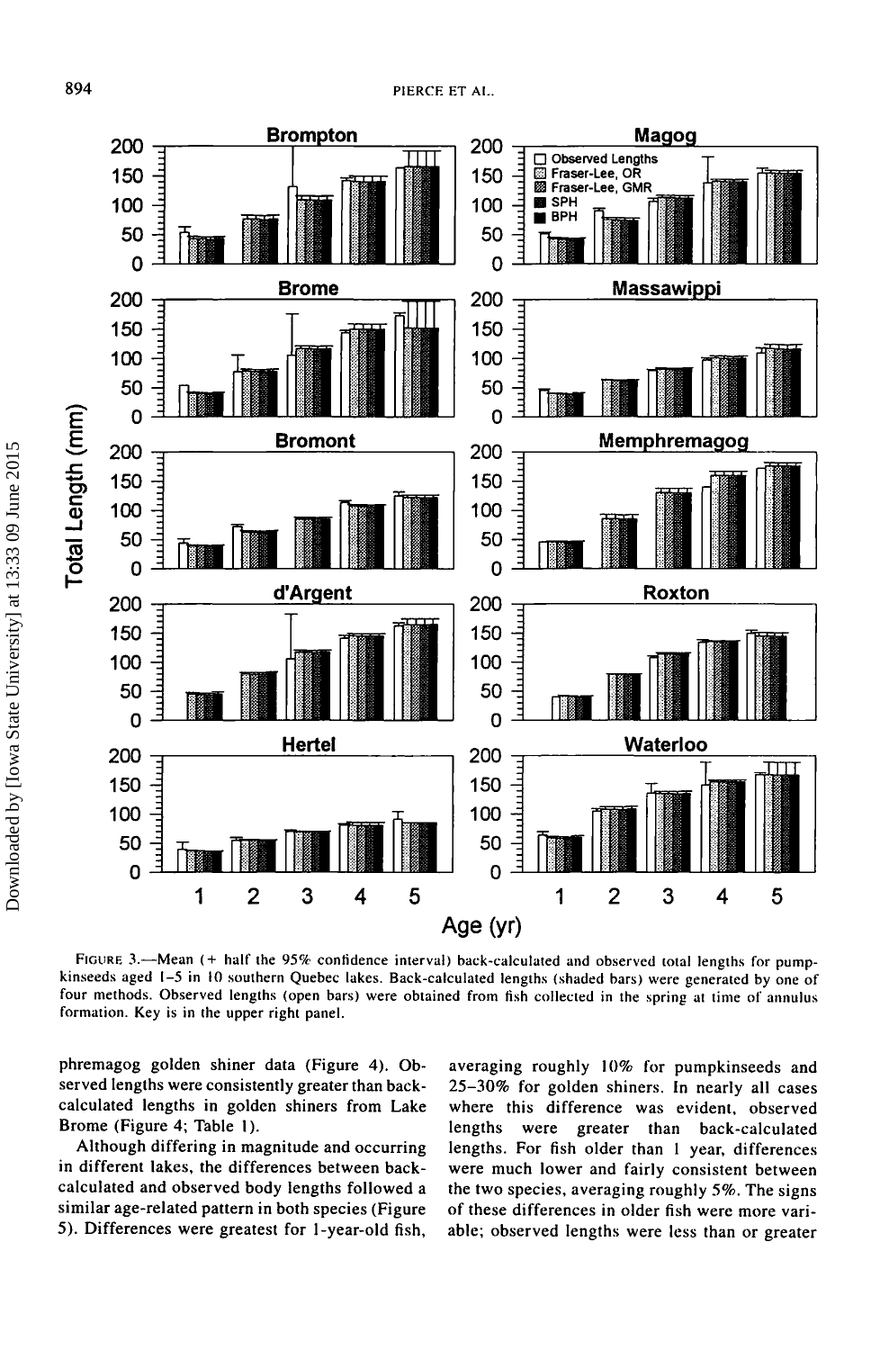FIGURE 3.—Mean (+ half the 95% confidence interval) back-calculated and observed total lengths for pumpkinseeds aged 1–5 in 10 southern Quebec lakes. Back-calculated lengths (shaded bars) were generated by one of four methods. Observed lengths (open bars) were obtained from fish collected in the spring at time of annulus formation. Key is in the upper right panel.

phremagog golden shiner data (Figure 4). Observed lengths were consistently greater than back-calculated lengths in golden shiners from Lake Brome (Figure 4; Table 1).

Although differing in magnitude and occurring in different lakes, the differences between back-calculated and observed body lengths followed a similar age-related pattern in both species (Figure 5). Differences were greatest for 1-year-old fish, averaging roughly 10% for pumpkinseeds and 25–30% for golden shiners. In nearly all cases where this difference was evident, observed lengths were greater than back-calculated lengths. For fish older than 1 year, differences were much lower and fairly consistent between the two species, averaging roughly 5%. The signs of these differences in older fish were more variable; observed lengths were less than or greater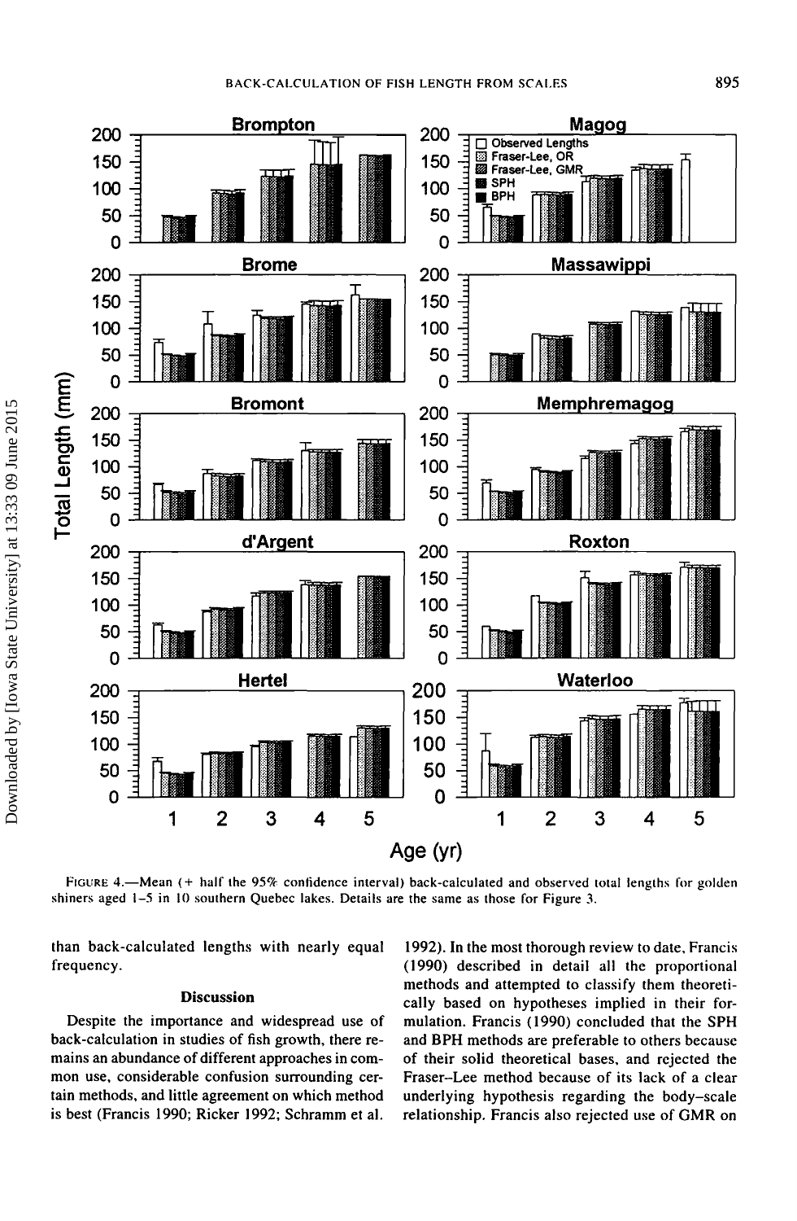FIGURE 4.—Mean (+ half the 95% confidence interval) back-calculated and observed total lengths for golden shiners aged 1–5 in 10 southern Quebec lakes. Details are the same as those for Figure 3.

than back-calculated lengths with nearly equal frequency.

## Discussion

Despite the importance and widespread use of back-calculation in studies of fish growth, there remains an abundance of different approaches in common use, considerable confusion surrounding certain methods, and little agreement on which method is best (Francis 1990; Ricker 1992; Schramm et al. 1992). In the most thorough review to date, Francis (1990) described in detail all the proportional methods and attempted to classify them theoretically based on hypotheses implied in their formulation. Francis (1990) concluded that the SPH and BPH methods are preferable to others because of their solid theoretical bases, and rejected the Fraser–Lee method because of its lack of a clear underlying hypothesis regarding the body–scale relationship. Francis also rejected use of GMR on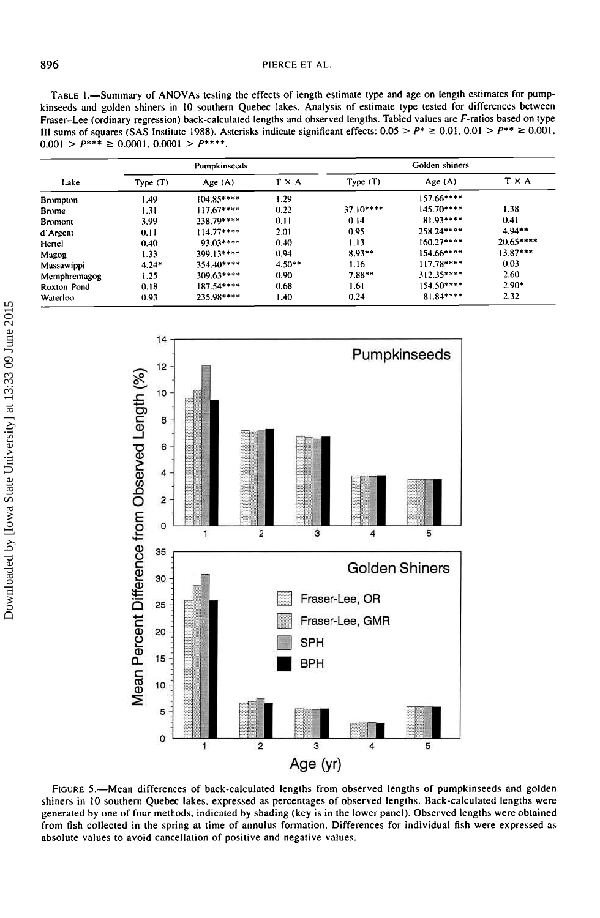TABLE 1.—Summary of ANOVAs testing the effects of length estimate type and age on length estimates for pumpkinseeds and golden shiners in 10 southern Quebec lakes. Analysis of estimate type tested for differences between Fraser–Lee (ordinary regression) back-calculated lengths and observed lengths. Tabled values are $F$-ratios based on type III sums of squares (SAS Institute 1988). Asterisks indicate significant effects: $0.05 > P^* \geq 0.01$, $0.01 > P^{**} \geq 0.001$, $0.001 > P^{***} \geq 0.0001$, $0.0001 > P^{****}$.

| Lake | Pumpkinseeds | | | Golden shiners | | |
|---|---|---|---|---|---|---|
| | Type (T) | Age (A) | T × A | Type (T) | Age (A) | T × A |
| Brompton | 1.49 | 104.85**** | 1.29 | | 157.66**** | |
| Brome | 1.31 | 117.67**** | 0.22 | 37.10**** | 145.70**** | 1.38 |
| Bromont | 3.99 | 238.79**** | 0.11 | 0.14 | 81.93**** | 0.41 |
| d'Argent | 0.11 | 114.77**** | 2.01 | 0.95 | 258.24**** | 4.94** |
| Hertel | 0.40 | 93.03**** | 0.40 | 1.13 | 160.27**** | 20.65**** |
| Magog | 1.33 | 399.13**** | 0.94 | 8.93** | 154.66**** | 13.87*** |
| Massawippi | 4.24* | 354.40**** | 4.50** | 1.16 | 117.78**** | 0.03 |
| Memphremagog | 1.25 | 309.63**** | 0.90 | 7.88** | 312.35**** | 2.60 |
| Roxton Pond | 0.18 | 187.54**** | 0.68 | 1.61 | 154.50**** | 2.90* |
| Waterloo | 0.93 | 235.98**** | 1.40 | 0.24 | 81.84**** | 2.32 |

FIGURE 5.—Mean differences of back-calculated lengths from observed lengths of pumpkinseeds and golden shiners in 10 southern Quebec lakes, expressed as percentages of observed lengths. Back-calculated lengths were generated by one of four methods, indicated by shading (key is in the lower panel). Observed lengths were obtained from fish collected in the spring at time of annulus formation. Differences for individual fish were expressed as absolute values to avoid cancellation of positive and negative values.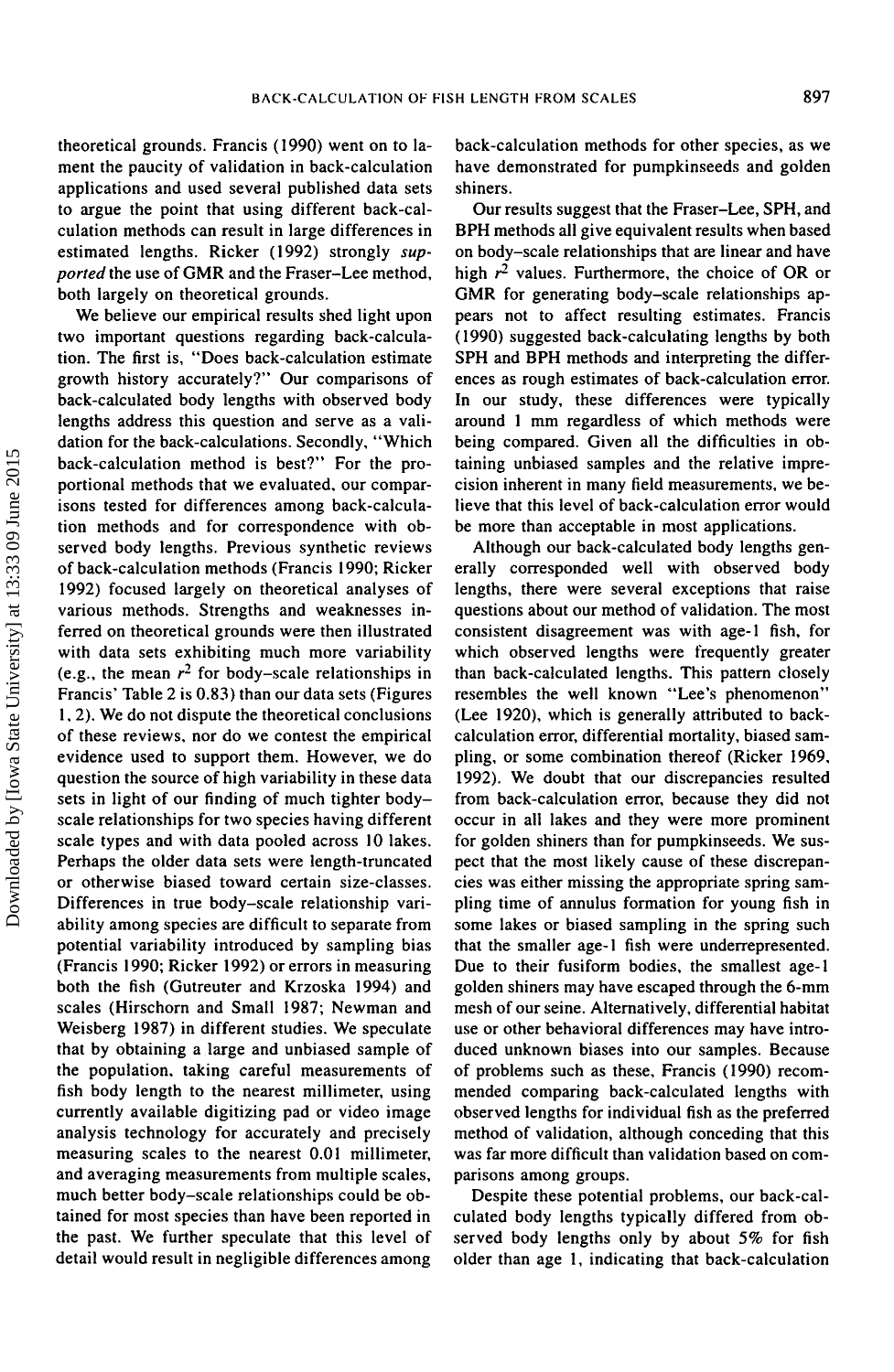theoretical grounds. Francis (1990) went on to lament the paucity of validation in back-calculation applications and used several published data sets to argue the point that using different back-calculation methods can result in large differences in estimated lengths. Ricker (1992) strongly *supported* the use of GMR and the Fraser–Lee method, both largely on theoretical grounds.

We believe our empirical results shed light upon two important questions regarding back-calculation. The first is, "Does back-calculation estimate growth history accurately?" Our comparisons of back-calculated body lengths with observed body lengths address this question and serve as a validation for the back-calculations. Secondly, "Which back-calculation method is best?" For the proportional methods that we evaluated, our comparisons tested for differences among back-calculation methods and for correspondence with observed body lengths. Previous synthetic reviews of back-calculation methods (Francis 1990; Ricker 1992) focused largely on theoretical analyses of various methods. Strengths and weaknesses inferred on theoretical grounds were then illustrated with data sets exhibiting much more variability (e.g., the mean $r^2$ for body–scale relationships in Francis' Table 2 is 0.83) than our data sets (Figures 1, 2). We do not dispute the theoretical conclusions of these reviews, nor do we contest the empirical evidence used to support them. However, we do question the source of high variability in these data sets in light of our finding of much tighter body–scale relationships for two species having different scale types and with data pooled across 10 lakes. Perhaps the older data sets were length-truncated or otherwise biased toward certain size-classes. Differences in true body–scale relationship variability among species are difficult to separate from potential variability introduced by sampling bias (Francis 1990; Ricker 1992) or errors in measuring both the fish (Gutreuter and Krzoska 1994) and scales (Hirschorn and Small 1987; Newman and Weisberg 1987) in different studies. We speculate that by obtaining a large and unbiased sample of the population, taking careful measurements of fish body length to the nearest millimeter, using currently available digitizing pad or video image analysis technology for accurately and precisely measuring scales to the nearest 0.01 millimeter, and averaging measurements from multiple scales, much better body–scale relationships could be obtained for most species than have been reported in the past. We further speculate that this level of detail would result in negligible differences among back-calculation methods for other species, as we have demonstrated for pumpkinseeds and golden shiners.

Our results suggest that the Fraser–Lee, SPH, and BPH methods all give equivalent results when based on body–scale relationships that are linear and have high $r^2$ values. Furthermore, the choice of OR or GMR for generating body–scale relationships appears not to affect resulting estimates. Francis (1990) suggested back-calculating lengths by both SPH and BPH methods and interpreting the differences as rough estimates of back-calculation error. In our study, these differences were typically around 1 mm regardless of which methods were being compared. Given all the difficulties in obtaining unbiased samples and the relative imprecision inherent in many field measurements, we believe that this level of back-calculation error would be more than acceptable in most applications.

Although our back-calculated body lengths generally corresponded well with observed body lengths, there were several exceptions that raise questions about our method of validation. The most consistent disagreement was with age-1 fish, for which observed lengths were frequently greater than back-calculated lengths. This pattern closely resembles the well known "Lee's phenomenon" (Lee 1920), which is generally attributed to back-calculation error, differential mortality, biased sampling, or some combination thereof (Ricker 1969, 1992). We doubt that our discrepancies resulted from back-calculation error, because they did not occur in all lakes and they were more prominent for golden shiners than for pumpkinseeds. We suspect that the most likely cause of these discrepancies was either missing the appropriate spring sampling time of annulus formation for young fish in some lakes or biased sampling in the spring such that the smaller age-1 fish were underrepresented. Due to their fusiform bodies, the smallest age-1 golden shiners may have escaped through the 6-mm mesh of our seine. Alternatively, differential habitat use or other behavioral differences may have introduced unknown biases into our samples. Because of problems such as these, Francis (1990) recommended comparing back-calculated lengths with observed lengths for individual fish as the preferred method of validation, although conceding that this was far more difficult than validation based on comparisons among groups.

Despite these potential problems, our back-calculated body lengths typically differed from observed body lengths only by about 5% for fish older than age 1, indicating that back-calculation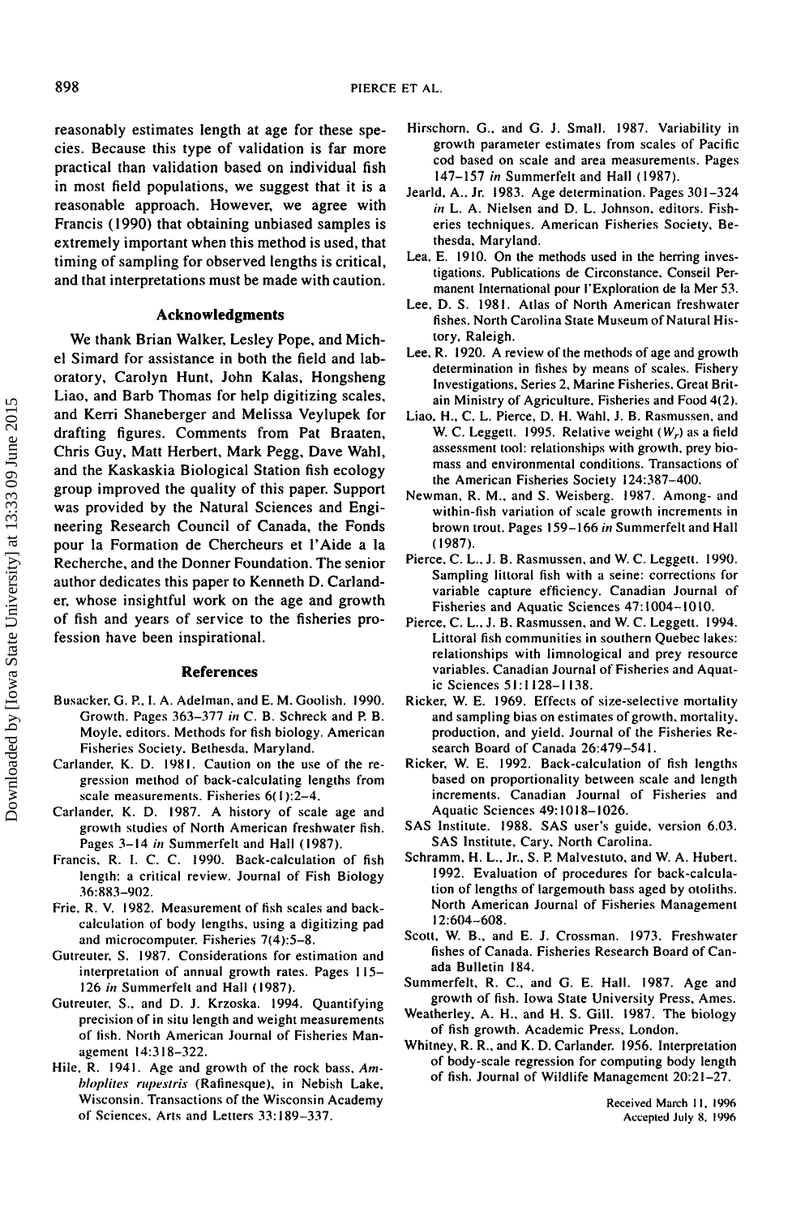reasonably estimates length at age for these species. Because this type of validation is far more practical than validation based on individual fish in most field populations, we suggest that it is a reasonable approach. However, we agree with Francis (1990) that obtaining unbiased samples is extremely important when this method is used, that timing of sampling for observed lengths is critical, and that interpretations must be made with caution.

## Acknowledgments

We thank Brian Walker, Lesley Pope, and Michel Simard for assistance in both the field and laboratory, Carolyn Hunt, John Kalas, Hongsheng Liao, and Barb Thomas for help digitizing scales, and Kerri Shaneberger and Melissa Veylupek for drafting figures. Comments from Pat Braaten, Chris Guy, Matt Herbert, Mark Pegg, Dave Wahl, and the Kaskaskia Biological Station fish ecology group improved the quality of this paper. Support was provided by the Natural Sciences and Engineering Research Council of Canada, the Fonds pour la Formation de Chercheurs et l'Aide a la Recherche, and the Donner Foundation. The senior author dedicates this paper to Kenneth D. Carlander, whose insightful work on the age and growth of fish and years of service to the fisheries profession have been inspirational.

## References

Busacker, G. P., I. A. Adelman, and E. M. Goolish. 1990. Growth. Pages 363–377 *in* C. B. Schreck and P. B. Moyle, editors. Methods for fish biology. American Fisheries Society, Bethesda, Maryland.

Carlander, K. D. 1981. Caution on the use of the regression method of back-calculating lengths from scale measurements. Fisheries 6(1):2–4.

Carlander, K. D. 1987. A history of scale age and growth studies of North American freshwater fish. Pages 3–14 *in* Summerfelt and Hall (1987).

Francis, R. I. C. C. 1990. Back-calculation of fish length: a critical review. Journal of Fish Biology 36:883–902.

Frie, R. V. 1982. Measurement of fish scales and back-calculation of body lengths, using a digitizing pad and microcomputer. Fisheries 7(4):5–8.

Gutreuter, S. 1987. Considerations for estimation and interpretation of annual growth rates. Pages 115–126 *in* Summerfelt and Hall (1987).

Gutreuter, S., and D. J. Krzoska. 1994. Quantifying precision of in situ length and weight measurements of fish. North American Journal of Fisheries Management 14:318–322.

Hile, R. 1941. Age and growth of the rock bass, *Ambloplites rupestris* (Rafinesque), in Nebish Lake, Wisconsin. Transactions of the Wisconsin Academy of Sciences, Arts and Letters 33:189–337.

Hirschorn, G., and G. J. Small. 1987. Variability in growth parameter estimates from scales of Pacific cod based on scale and area measurements. Pages 147–157 *in* Summerfelt and Hall (1987).

Jearld, A., Jr. 1983. Age determination. Pages 301–324 *in* L. A. Nielsen and D. L. Johnson, editors. Fisheries techniques. American Fisheries Society, Bethesda, Maryland.

Lea, E. 1910. On the methods used in the herring investigations. Publications de Circonstance, Conseil Permanent International pour l'Exploration de la Mer 53.

Lee, D. S. 1981. Atlas of North American freshwater fishes. North Carolina State Museum of Natural History, Raleigh.

Lee, R. 1920. A review of the methods of age and growth determination in fishes by means of scales. Fishery Investigations, Series 2, Marine Fisheries, Great Britain Ministry of Agriculture, Fisheries and Food 4(2).

Liao, H., C. L. Pierce, D. H. Wahl, J. B. Rasmussen, and W. C. Leggett. 1995. Relative weight ($W_r$) as a field assessment tool: relationships with growth, prey biomass and environmental conditions. Transactions of the American Fisheries Society 124:387–400.

Newman, R. M., and S. Weisberg. 1987. Among- and within-fish variation of scale growth increments in brown trout. Pages 159–166 *in* Summerfelt and Hall (1987).

Pierce, C. L., J. B. Rasmussen, and W. C. Leggett. 1990. Sampling littoral fish with a seine: corrections for variable capture efficiency. Canadian Journal of Fisheries and Aquatic Sciences 47:1004–1010.

Pierce, C. L., J. B. Rasmussen, and W. C. Leggett. 1994. Littoral fish communities in southern Quebec lakes: relationships with limnological and prey resource variables. Canadian Journal of Fisheries and Aquatic Sciences 51:1128–1138.

Ricker, W. E. 1969. Effects of size-selective mortality and sampling bias on estimates of growth, mortality, production, and yield. Journal of the Fisheries Research Board of Canada 26:479–541.

Ricker, W. E. 1992. Back-calculation of fish lengths based on proportionality between scale and length increments. Canadian Journal of Fisheries and Aquatic Sciences 49:1018–1026.

SAS Institute. 1988. SAS user's guide, version 6.03. SAS Institute, Cary, North Carolina.

Schramm, H. L., Jr., S. P. Malvestuto, and W. A. Hubert. 1992. Evaluation of procedures for back-calculation of lengths of largemouth bass aged by otoliths. North American Journal of Fisheries Management 12:604–608.

Scott, W. B., and E. J. Crossman. 1973. Freshwater fishes of Canada. Fisheries Research Board of Canada Bulletin 184.

Summerfelt, R. C., and G. E. Hall. 1987. Age and growth of fish. Iowa State University Press, Ames.

Weatherley, A. H., and H. S. Gill. 1987. The biology of fish growth. Academic Press, London.

Whitney, R. R., and K. D. Carlander. 1956. Interpretation of body-scale regression for computing body length of fish. Journal of Wildlife Management 20:21–27.

Received March 11, 1996
Accepted July 8, 1996